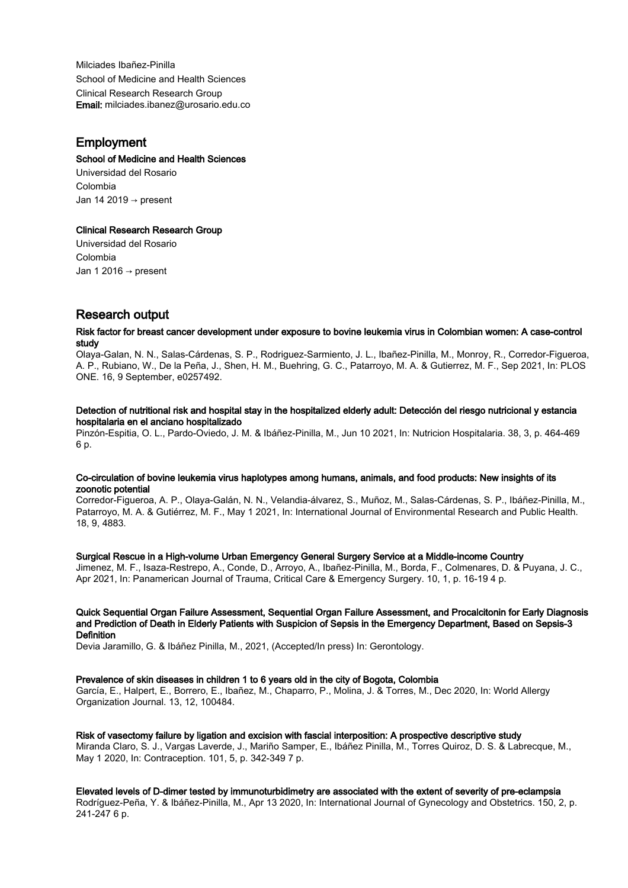Milciades Ibañez-Pinilla
School of Medicine and Health Sciences
Clinical Research Research Group
**Email:** milciades.ibanez@urosario.edu.co

## Employment

**School of Medicine and Health Sciences**
Universidad del Rosario
Colombia
Jan 14 2019 → present

**Clinical Research Research Group**
Universidad del Rosario
Colombia
Jan 1 2016 → present

## Research output

**Risk factor for breast cancer development under exposure to bovine leukemia virus in Colombian women: A case-control study**
Olaya-Galan, N. N., Salas-Cárdenas, S. P., Rodriguez-Sarmiento, J. L., Ibañez-Pinilla, M., Monroy, R., Corredor-Figueroa, A. P., Rubiano, W., De la Peña, J., Shen, H. M., Buehring, G. C., Patarroyo, M. A. & Gutierrez, M. F., Sep 2021, In: PLOS ONE. 16, 9 September, e0257492.

**Detection of nutritional risk and hospital stay in the hospitalized elderly adult: Detección del riesgo nutricional y estancia hospitalaria en el anciano hospitalizado**
Pinzón-Espitia, O. L., Pardo-Oviedo, J. M. & Ibáñez-Pinilla, M., Jun 10 2021, In: Nutricion Hospitalaria. 38, 3, p. 464-469 6 p.

**Co-circulation of bovine leukemia virus haplotypes among humans, animals, and food products: New insights of its zoonotic potential**
Corredor-Figueroa, A. P., Olaya-Galán, N. N., Velandia-álvarez, S., Muñoz, M., Salas-Cárdenas, S. P., Ibáñez-Pinilla, M., Patarroyo, M. A. & Gutiérrez, M. F., May 1 2021, In: International Journal of Environmental Research and Public Health. 18, 9, 4883.

**Surgical Rescue in a High-volume Urban Emergency General Surgery Service at a Middle-income Country**
Jimenez, M. F., Isaza-Restrepo, A., Conde, D., Arroyo, A., Ibañez-Pinilla, M., Borda, F., Colmenares, D. & Puyana, J. C., Apr 2021, In: Panamerican Journal of Trauma, Critical Care & Emergency Surgery. 10, 1, p. 16-19 4 p.

**Quick Sequential Organ Failure Assessment, Sequential Organ Failure Assessment, and Procalcitonin for Early Diagnosis and Prediction of Death in Elderly Patients with Suspicion of Sepsis in the Emergency Department, Based on Sepsis-3 Definition**
Devia Jaramillo, G. & Ibáñez Pinilla, M., 2021, (Accepted/In press) In: Gerontology.

**Prevalence of skin diseases in children 1 to 6 years old in the city of Bogota, Colombia**
García, E., Halpert, E., Borrero, E., Ibañez, M., Chaparro, P., Molina, J. & Torres, M., Dec 2020, In: World Allergy Organization Journal. 13, 12, 100484.

**Risk of vasectomy failure by ligation and excision with fascial interposition: A prospective descriptive study**
Miranda Claro, S. J., Vargas Laverde, J., Mariño Samper, E., Ibáñez Pinilla, M., Torres Quiroz, D. S. & Labrecque, M., May 1 2020, In: Contraception. 101, 5, p. 342-349 7 p.

**Elevated levels of D-dimer tested by immunoturbidimetry are associated with the extent of severity of pre-eclampsia**
Rodríguez-Peña, Y. & Ibáñez-Pinilla, M., Apr 13 2020, In: International Journal of Gynecology and Obstetrics. 150, 2, p. 241-247 6 p.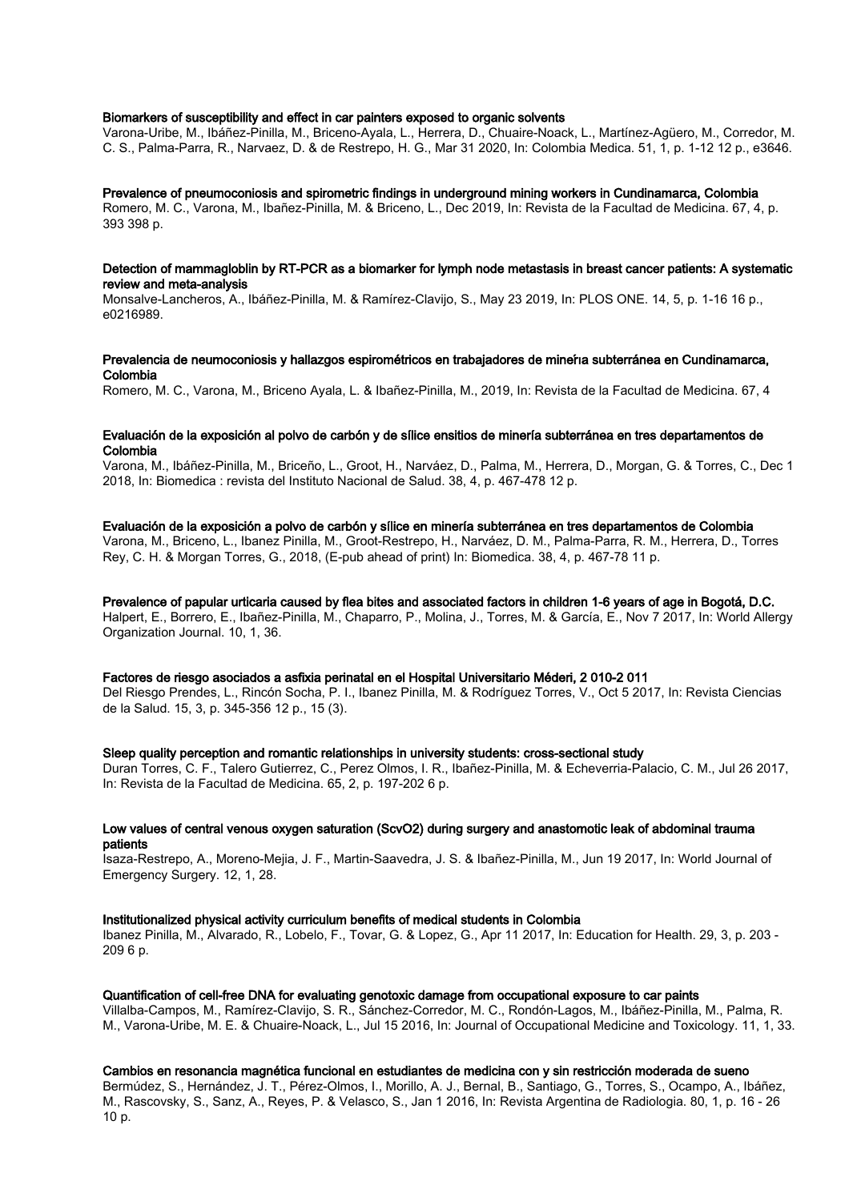**Biomarkers of susceptibility and effect in car painters exposed to organic solvents**
Varona-Uribe, M., Ibáñez-Pinilla, M., Briceno-Ayala, L., Herrera, D., Chuaire-Noack, L., Martínez-Agüero, M., Corredor, M. C. S., Palma-Parra, R., Narvaez, D. & de Restrepo, H. G., Mar 31 2020, In: Colombia Medica. 51, 1, p. 1-12 12 p., e3646.

**Prevalence of pneumoconiosis and spirometric findings in underground mining workers in Cundinamarca, Colombia**
Romero, M. C., Varona, M., Ibañez-Pinilla, M. & Briceno, L., Dec 2019, In: Revista de la Facultad de Medicina. 67, 4, p. 393 398 p.

**Detection of mammaglobin by RT-PCR as a biomarker for lymph node metastasis in breast cancer patients: A systematic review and meta-analysis**
Monsalve-Lancheros, A., Ibáñez-Pinilla, M. & Ramírez-Clavijo, S., May 23 2019, In: PLOS ONE. 14, 5, p. 1-16 16 p., e0216989.

**Prevalencia de neumoconiosis y hallazgos espirométricos en trabajadores de mineŕıa subterránea en Cundinamarca, Colombia**
Romero, M. C., Varona, M., Briceno Ayala, L. & Ibañez-Pinilla, M., 2019, In: Revista de la Facultad de Medicina. 67, 4

**Evaluación de la exposición al polvo de carbón y de sílice ensitios de minería subterránea en tres departamentos de Colombia**
Varona, M., Ibáñez-Pinilla, M., Briceño, L., Groot, H., Narváez, D., Palma, M., Herrera, D., Morgan, G. & Torres, C., Dec 1 2018, In: Biomedica : revista del Instituto Nacional de Salud. 38, 4, p. 467-478 12 p.

**Evaluación de la exposición a polvo de carbón y sílice en minería subterránea en tres departamentos de Colombia**
Varona, M., Briceno, L., Ibanez Pinilla, M., Groot-Restrepo, H., Narváez, D. M., Palma-Parra, R. M., Herrera, D., Torres Rey, C. H. & Morgan Torres, G., 2018, (E-pub ahead of print) In: Biomedica. 38, 4, p. 467-78 11 p.

**Prevalence of papular urticaria caused by flea bites and associated factors in children 1-6 years of age in Bogotá, D.C.**
Halpert, E., Borrero, E., Ibañez-Pinilla, M., Chaparro, P., Molina, J., Torres, M. & García, E., Nov 7 2017, In: World Allergy Organization Journal. 10, 1, 36.

**Factores de riesgo asociados a asfixia perinatal en el Hospital Universitario Méderi, 2 010-2 011**
Del Riesgo Prendes, L., Rincón Socha, P. I., Ibanez Pinilla, M. & Rodríguez Torres, V., Oct 5 2017, In: Revista Ciencias de la Salud. 15, 3, p. 345-356 12 p., 15 (3).

**Sleep quality perception and romantic relationships in university students: cross-sectional study**
Duran Torres, C. F., Talero Gutierrez, C., Perez Olmos, I. R., Ibañez-Pinilla, M. & Echeverria-Palacio, C. M., Jul 26 2017, In: Revista de la Facultad de Medicina. 65, 2, p. 197-202 6 p.

**Low values of central venous oxygen saturation (ScvO2) during surgery and anastomotic leak of abdominal trauma patients**
Isaza-Restrepo, A., Moreno-Mejia, J. F., Martin-Saavedra, J. S. & Ibañez-Pinilla, M., Jun 19 2017, In: World Journal of Emergency Surgery. 12, 1, 28.

**Institutionalized physical activity curriculum benefits of medical students in Colombia**
Ibanez Pinilla, M., Alvarado, R., Lobelo, F., Tovar, G. & Lopez, G., Apr 11 2017, In: Education for Health. 29, 3, p. 203 - 209 6 p.

**Quantification of cell-free DNA for evaluating genotoxic damage from occupational exposure to car paints**
Villalba-Campos, M., Ramírez-Clavijo, S. R., Sánchez-Corredor, M. C., Rondón-Lagos, M., Ibáñez-Pinilla, M., Palma, R. M., Varona-Uribe, M. E. & Chuaire-Noack, L., Jul 15 2016, In: Journal of Occupational Medicine and Toxicology. 11, 1, 33.

**Cambios en resonancia magnética funcional en estudiantes de medicina con y sin restricción moderada de sueno**
Bermúdez, S., Hernández, J. T., Pérez-Olmos, I., Morillo, A. J., Bernal, B., Santiago, G., Torres, S., Ocampo, A., Ibáñez, M., Rascovsky, S., Sanz, A., Reyes, P. & Velasco, S., Jan 1 2016, In: Revista Argentina de Radiologia. 80, 1, p. 16 - 26 10 p.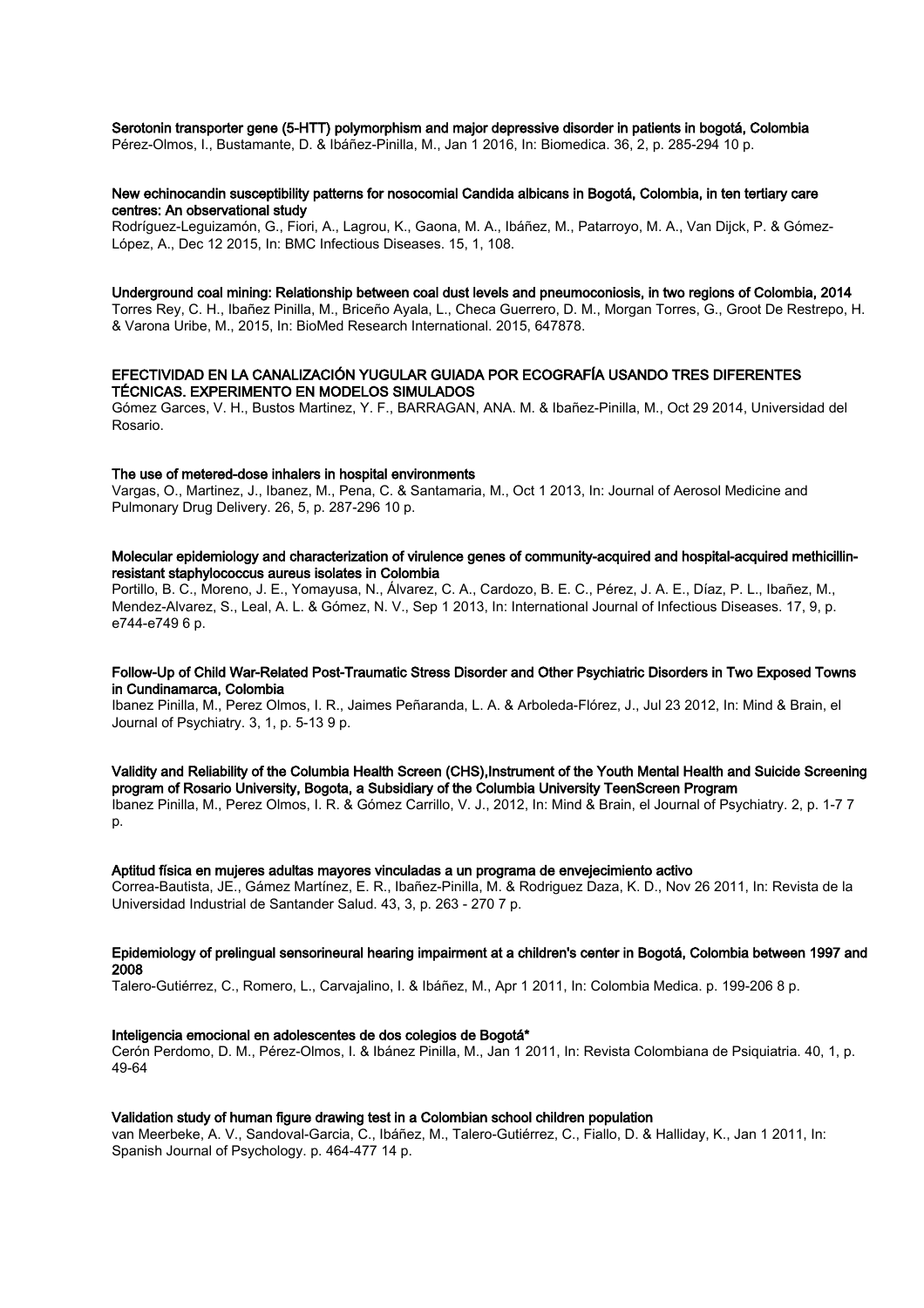**Serotonin transporter gene (5-HTT) polymorphism and major depressive disorder in patients in bogotá, Colombia**
Pérez-Olmos, I., Bustamante, D. & Ibáñez-Pinilla, M., Jan 1 2016, In: Biomedica. 36, 2, p. 285-294 10 p.

**New echinocandin susceptibility patterns for nosocomial Candida albicans in Bogotá, Colombia, in ten tertiary care centres: An observational study**
Rodríguez-Leguizamón, G., Fiori, A., Lagrou, K., Gaona, M. A., Ibáñez, M., Patarroyo, M. A., Van Dijck, P. & Gómez-López, A., Dec 12 2015, In: BMC Infectious Diseases. 15, 1, 108.

**Underground coal mining: Relationship between coal dust levels and pneumoconiosis, in two regions of Colombia, 2014**
Torres Rey, C. H., Ibañez Pinilla, M., Briceño Ayala, L., Checa Guerrero, D. M., Morgan Torres, G., Groot De Restrepo, H. & Varona Uribe, M., 2015, In: BioMed Research International. 2015, 647878.

**EFECTIVIDAD EN LA CANALIZACIÓN YUGULAR GUIADA POR ECOGRAFÍA USANDO TRES DIFERENTES TÉCNICAS. EXPERIMENTO EN MODELOS SIMULADOS**
Gómez Garces, V. H., Bustos Martinez, Y. F., BARRAGAN, ANA. M. & Ibañez-Pinilla, M., Oct 29 2014, Universidad del Rosario.

**The use of metered-dose inhalers in hospital environments**
Vargas, O., Martinez, J., Ibanez, M., Pena, C. & Santamaria, M., Oct 1 2013, In: Journal of Aerosol Medicine and Pulmonary Drug Delivery. 26, 5, p. 287-296 10 p.

**Molecular epidemiology and characterization of virulence genes of community-acquired and hospital-acquired methicillin-resistant staphylococcus aureus isolates in Colombia**
Portillo, B. C., Moreno, J. E., Yomayusa, N., Álvarez, C. A., Cardozo, B. E. C., Pérez, J. A. E., Díaz, P. L., Ibañez, M., Mendez-Alvarez, S., Leal, A. L. & Gómez, N. V., Sep 1 2013, In: International Journal of Infectious Diseases. 17, 9, p. e744-e749 6 p.

**Follow-Up of Child War-Related Post-Traumatic Stress Disorder and Other Psychiatric Disorders in Two Exposed Towns in Cundinamarca, Colombia**
Ibanez Pinilla, M., Perez Olmos, I. R., Jaimes Peñaranda, L. A. & Arboleda-Flórez, J., Jul 23 2012, In: Mind & Brain, el Journal of Psychiatry. 3, 1, p. 5-13 9 p.

**Validity and Reliability of the Columbia Health Screen (CHS),Instrument of the Youth Mental Health and Suicide Screening program of Rosario University, Bogota, a Subsidiary of the Columbia University TeenScreen Program**
Ibanez Pinilla, M., Perez Olmos, I. R. & Gómez Carrillo, V. J., 2012, In: Mind & Brain, el Journal of Psychiatry. 2, p. 1-7 7 p.

**Aptitud física en mujeres adultas mayores vinculadas a un programa de envejecimiento activo**
Correa-Bautista, JE., Gámez Martínez, E. R., Ibañez-Pinilla, M. & Rodriguez Daza, K. D., Nov 26 2011, In: Revista de la Universidad Industrial de Santander Salud. 43, 3, p. 263 - 270 7 p.

**Epidemiology of prelingual sensorineural hearing impairment at a children's center in Bogotá, Colombia between 1997 and 2008**
Talero-Gutiérrez, C., Romero, L., Carvajalino, I. & Ibáñez, M., Apr 1 2011, In: Colombia Medica. p. 199-206 8 p.

**Inteligencia emocional en adolescentes de dos colegios de Bogotá***
Cerón Perdomo, D. M., Pérez-Olmos, I. & Ibánez Pinilla, M., Jan 1 2011, In: Revista Colombiana de Psiquiatria. 40, 1, p. 49-64

**Validation study of human figure drawing test in a Colombian school children population**
van Meerbeke, A. V., Sandoval-Garcia, C., Ibáñez, M., Talero-Gutiérrez, C., Fiallo, D. & Halliday, K., Jan 1 2011, In: Spanish Journal of Psychology. p. 464-477 14 p.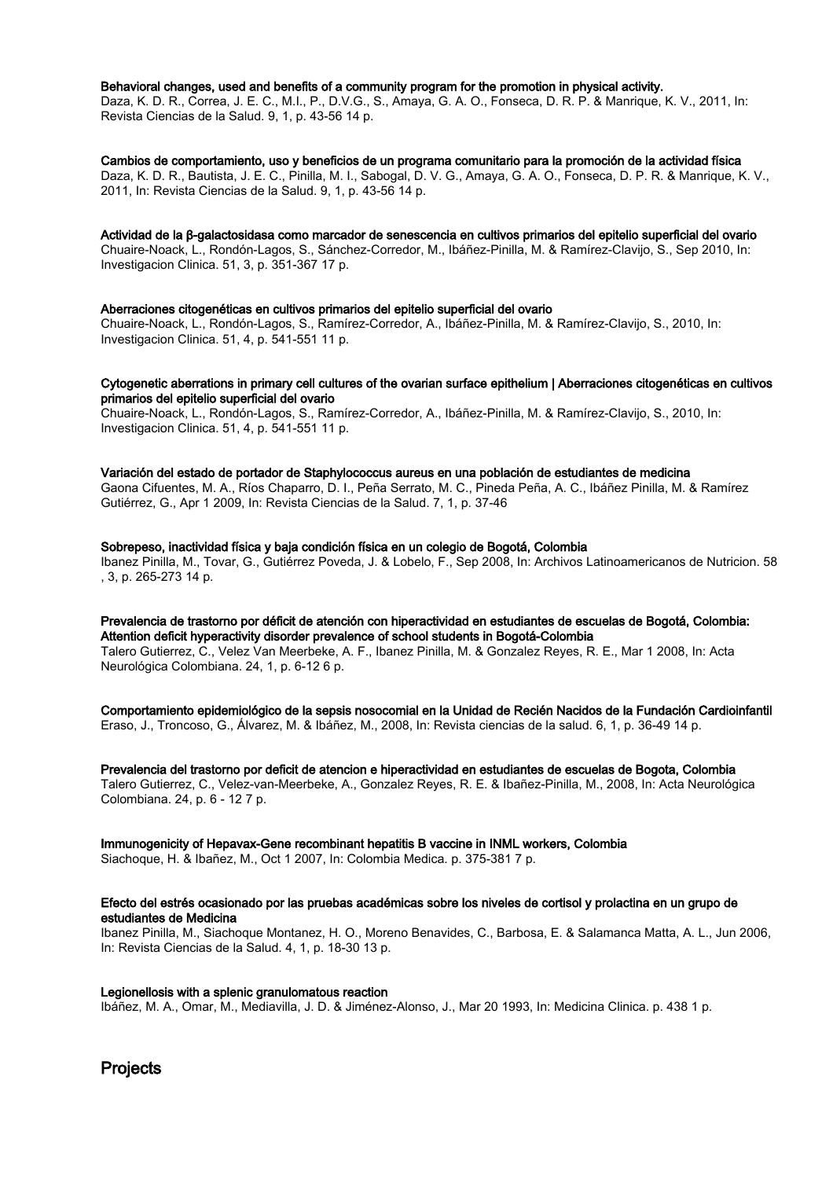**Behavioral changes, used and benefits of a community program for the promotion in physical activity.**
Daza, K. D. R., Correa, J. E. C., M.I., P., D.V.G., S., Amaya, G. A. O., Fonseca, D. R. P. & Manrique, K. V., 2011, In: Revista Ciencias de la Salud. 9, 1, p. 43-56 14 p.

**Cambios de comportamiento, uso y beneficios de un programa comunitario para la promoción de la actividad física**
Daza, K. D. R., Bautista, J. E. C., Pinilla, M. I., Sabogal, D. V. G., Amaya, G. A. O., Fonseca, D. P. R. & Manrique, K. V., 2011, In: Revista Ciencias de la Salud. 9, 1, p. 43-56 14 p.

**Actividad de la β-galactosidasa como marcador de senescencia en cultivos primarios del epitelio superficial del ovario**
Chuaire-Noack, L., Rondón-Lagos, S., Sánchez-Corredor, M., Ibáñez-Pinilla, M. & Ramírez-Clavijo, S., Sep 2010, In: Investigacion Clinica. 51, 3, p. 351-367 17 p.

**Aberraciones citogenéticas en cultivos primarios del epitelio superficial del ovario**
Chuaire-Noack, L., Rondón-Lagos, S., Ramírez-Corredor, A., Ibáñez-Pinilla, M. & Ramírez-Clavijo, S., 2010, In: Investigacion Clinica. 51, 4, p. 541-551 11 p.

**Cytogenetic aberrations in primary cell cultures of the ovarian surface epithelium | Aberraciones citogenéticas en cultivos primarios del epitelio superficial del ovario**
Chuaire-Noack, L., Rondón-Lagos, S., Ramírez-Corredor, A., Ibáñez-Pinilla, M. & Ramírez-Clavijo, S., 2010, In: Investigacion Clinica. 51, 4, p. 541-551 11 p.

**Variación del estado de portador de Staphylococcus aureus en una población de estudiantes de medicina**
Gaona Cifuentes, M. A., Ríos Chaparro, D. I., Peña Serrato, M. C., Pineda Peña, A. C., Ibáñez Pinilla, M. & Ramírez Gutiérrez, G., Apr 1 2009, In: Revista Ciencias de la Salud. 7, 1, p. 37-46

**Sobrepeso, inactividad física y baja condición física en un colegio de Bogotá, Colombia**
Ibanez Pinilla, M., Tovar, G., Gutiérrez Poveda, J. & Lobelo, F., Sep 2008, In: Archivos Latinoamericanos de Nutricion. 58 , 3, p. 265-273 14 p.

**Prevalencia de trastorno por déficit de atención con hiperactividad en estudiantes de escuelas de Bogotá, Colombia: Attention deficit hyperactivity disorder prevalence of school students in Bogotá-Colombia**
Talero Gutierrez, C., Velez Van Meerbeke, A. F., Ibanez Pinilla, M. & Gonzalez Reyes, R. E., Mar 1 2008, In: Acta Neurológica Colombiana. 24, 1, p. 6-12 6 p.

**Comportamiento epidemiológico de la sepsis nosocomial en la Unidad de Recién Nacidos de la Fundación Cardioinfantil**
Eraso, J., Troncoso, G., Álvarez, M. & Ibáñez, M., 2008, In: Revista ciencias de la salud. 6, 1, p. 36-49 14 p.

**Prevalencia del trastorno por deficit de atencion e hiperactividad en estudiantes de escuelas de Bogota, Colombia**
Talero Gutierrez, C., Velez-van-Meerbeke, A., Gonzalez Reyes, R. E. & Ibañez-Pinilla, M., 2008, In: Acta Neurológica Colombiana. 24, p. 6 - 12 7 p.

**Immunogenicity of Hepavax-Gene recombinant hepatitis B vaccine in INML workers, Colombia**
Siachoque, H. & Ibañez, M., Oct 1 2007, In: Colombia Medica. p. 375-381 7 p.

**Efecto del estrés ocasionado por las pruebas académicas sobre los niveles de cortisol y prolactina en un grupo de estudiantes de Medicina**
Ibanez Pinilla, M., Siachoque Montanez, H. O., Moreno Benavides, C., Barbosa, E. & Salamanca Matta, A. L., Jun 2006, In: Revista Ciencias de la Salud. 4, 1, p. 18-30 13 p.

**Legionellosis with a splenic granulomatous reaction**
Ibáñez, M. A., Omar, M., Mediavilla, J. D. & Jiménez-Alonso, J., Mar 20 1993, In: Medicina Clinica. p. 438 1 p.

## Projects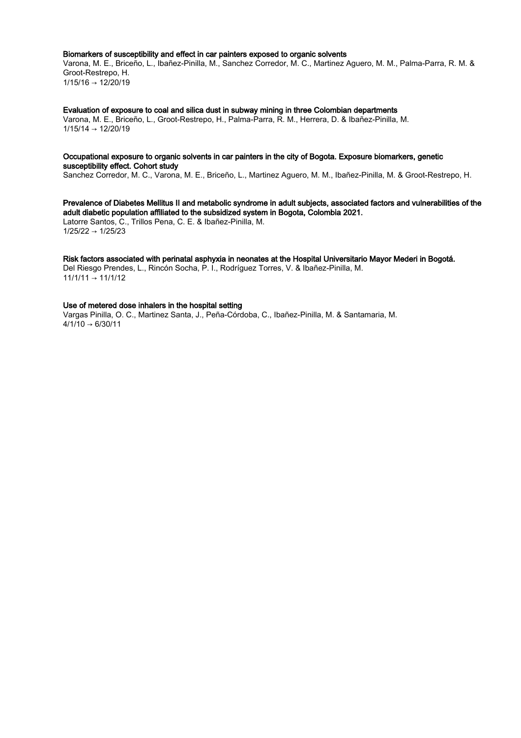**Biomarkers of susceptibility and effect in car painters exposed to organic solvents**
Varona, M. E., Briceño, L., Ibañez-Pinilla, M., Sanchez Corredor, M. C., Martinez Aguero, M. M., Palma-Parra, R. M. & Groot-Restrepo, H.
1/15/16 → 12/20/19

**Evaluation of exposure to coal and silica dust in subway mining in three Colombian departments**
Varona, M. E., Briceño, L., Groot-Restrepo, H., Palma-Parra, R. M., Herrera, D. & Ibañez-Pinilla, M.
1/15/14 → 12/20/19

**Occupational exposure to organic solvents in car painters in the city of Bogota. Exposure biomarkers, genetic susceptibility effect. Cohort study**
Sanchez Corredor, M. C., Varona, M. E., Briceño, L., Martinez Aguero, M. M., Ibañez-Pinilla, M. & Groot-Restrepo, H.

**Prevalence of Diabetes Mellitus II and metabolic syndrome in adult subjects, associated factors and vulnerabilities of the adult diabetic population affiliated to the subsidized system in Bogota, Colombia 2021.**
Latorre Santos, C., Trillos Pena, C. E. & Ibañez-Pinilla, M.
1/25/22 → 1/25/23

**Risk factors associated with perinatal asphyxia in neonates at the Hospital Universitario Mayor Mederi in Bogotá.**
Del Riesgo Prendes, L., Rincón Socha, P. I., Rodríguez Torres, V. & Ibañez-Pinilla, M.
11/1/11 → 11/1/12

**Use of metered dose inhalers in the hospital setting**
Vargas Pinilla, O. C., Martinez Santa, J., Peña-Córdoba, C., Ibañez-Pinilla, M. & Santamaria, M.
4/1/10 → 6/30/11